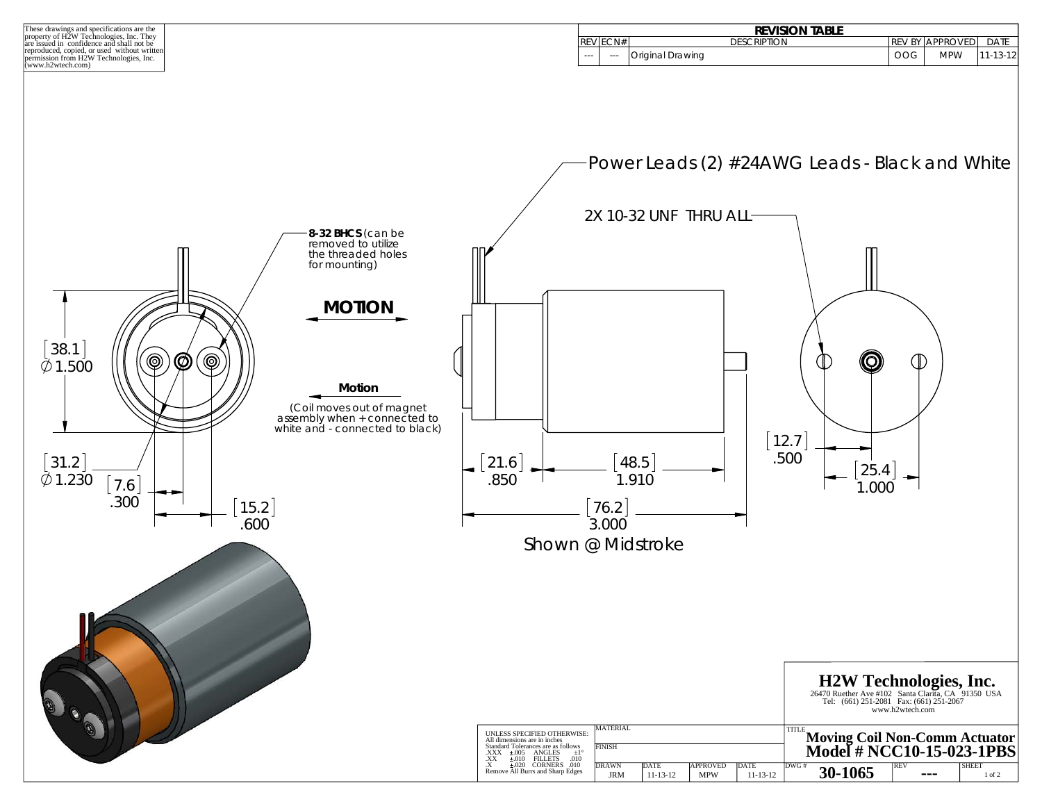These drawings and specifications are the property of H2W Technologies, Inc. They are issued in confidence and shall not be reproduced, copied, or used without written permission from H2W Technologies, Inc. (www.h2wtech.com)

| REVISION TABLE | | | | | |
|---|---|---|---|---|---|
| REV | ECN# | DESCRIPTION | REV BY | APPROVED | DATE |
| --- | --- | Original Drawing | OOG | MPW | 11-13-12 |

Power Leads (2) #24AWG Leads - Black and White

2X 10-32 UNF THRU ALL

**8-32 BHCS** (can be removed to utilize the threaded holes for mounting)

**MOTION**

**Motion**

(Coil moves out of magnet assembly when + connected to white and - connected to black)

[38.1] ∅1.500

[31.2] ∅1.230

[7.6] .300

[15.2] .600

[21.6] .850

[48.5] 1.910

[76.2] 3.000

Shown @ Midstroke

[12.7] .500

[25.4] 1.000

**H2W Technologies, Inc.**
26470 Ruether Ave #102 Santa Clarita, CA 91350 USA
Tel: (661) 251-2081 Fax: (661) 251-2067
www.h2wtech.com

UNLESS SPECIFIED OTHERWISE:
All dimensions are in inches
Standard Tolerances are as follows
.XXX ±.005 ANGLES ±1°
.XX ±.010 FILLETS .010
.X ±.020 CORNERS .010
Remove All Burrs and Sharp Edges

| MATERIAL | | | |
|---|---|---|---|
| FINISH | | | |
| DRAWN | DATE | APPROVED | DATE |
| JRM | 11-13-12 | MPW | 11-13-12 |

TITLE: **Moving Coil Non-Comm Actuator Model # NCC10-15-023-1PBS**

| DWG # | REV | SHEET |
|---|---|---|
| 30-1065 | --- | 1 of 2 |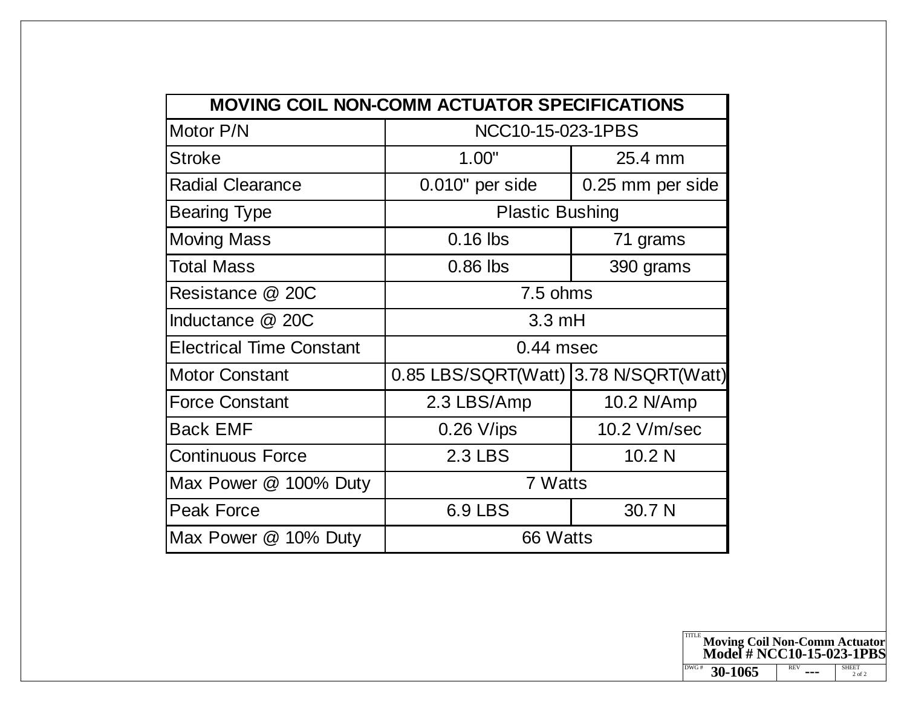| MOVING COIL NON-COMM ACTUATOR SPECIFICATIONS | | |
|---|---|---|
| Motor P/N | NCC10-15-023-1PBS | |
| Stroke | 1.00" | 25.4 mm |
| Radial Clearance | 0.010" per side | 0.25 mm per side |
| Bearing Type | Plastic Bushing | |
| Moving Mass | 0.16 lbs | 71 grams |
| Total Mass | 0.86 lbs | 390 grams |
| Resistance @ 20C | 7.5 ohms | |
| Inductance @ 20C | 3.3 mH | |
| Electrical Time Constant | 0.44 msec | |
| Motor Constant | 0.85 LBS/SQRT(Watt) | 3.78 N/SQRT(Watt) |
| Force Constant | 2.3 LBS/Amp | 10.2 N/Amp |
| Back EMF | 0.26 V/ips | 10.2 V/m/sec |
| Continuous Force | 2.3 LBS | 10.2 N |
| Max Power @ 100% Duty | 7 Watts | |
| Peak Force | 6.9 LBS | 30.7 N |
| Max Power @ 10% Duty | 66 Watts | |

| TITLE | | |
|---|---|---|
| Moving Coil Non-Comm Actuator Model # NCC10-15-023-1PBS | | |
| DWG # 30-1065 | REV --- | SHEET 2 of 2 |